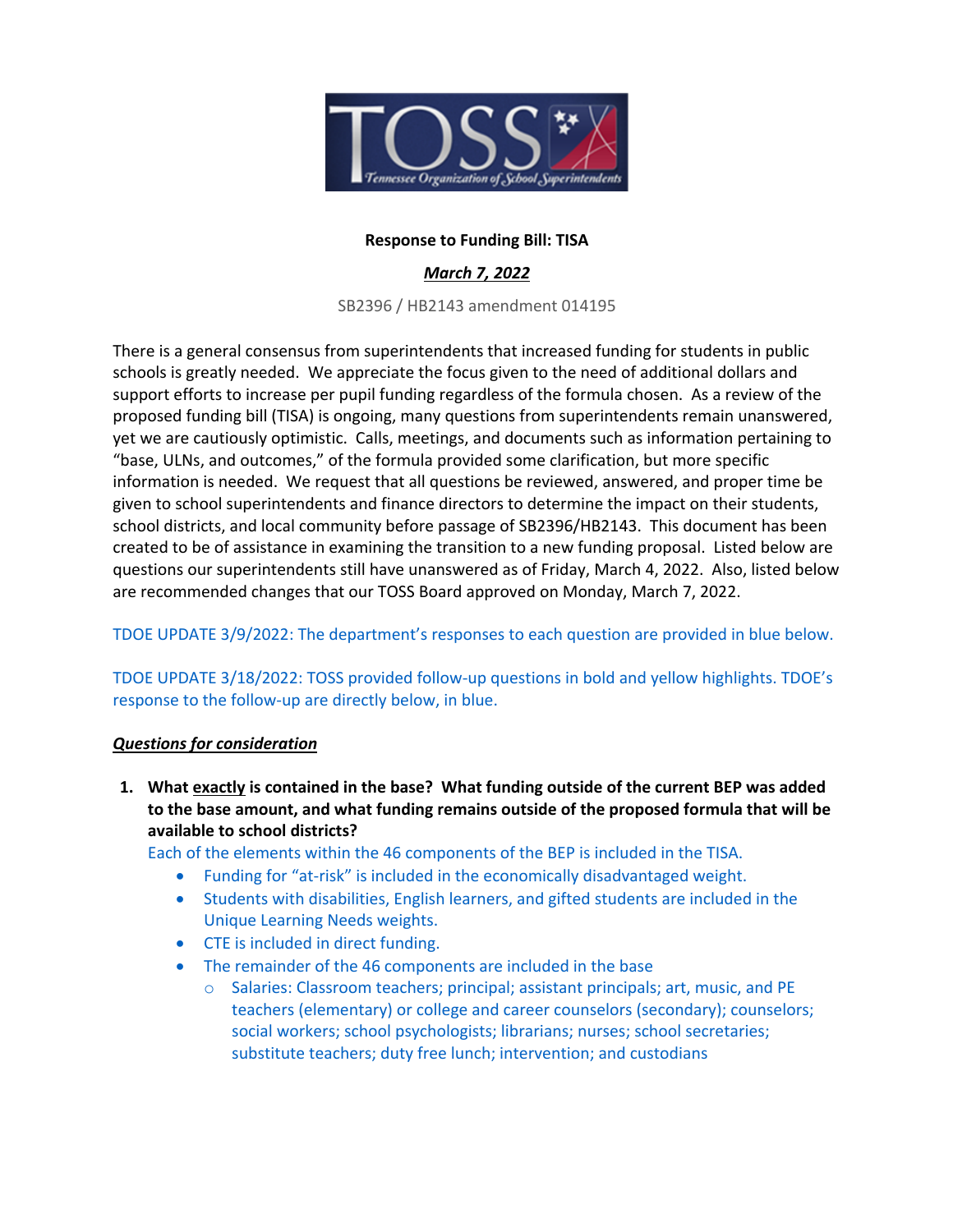**Response to Funding Bill: TISA**

***March 7, 2022***

SB2396 / HB2143 amendment 014195

There is a general consensus from superintendents that increased funding for students in public schools is greatly needed. We appreciate the focus given to the need of additional dollars and support efforts to increase per pupil funding regardless of the formula chosen. As a review of the proposed funding bill (TISA) is ongoing, many questions from superintendents remain unanswered, yet we are cautiously optimistic. Calls, meetings, and documents such as information pertaining to "base, ULNs, and outcomes," of the formula provided some clarification, but more specific information is needed. We request that all questions be reviewed, answered, and proper time be given to school superintendents and finance directors to determine the impact on their students, school districts, and local community before passage of SB2396/HB2143. This document has been created to be of assistance in examining the transition to a new funding proposal. Listed below are questions our superintendents still have unanswered as of Friday, March 4, 2022. Also, listed below are recommended changes that our TOSS Board approved on Monday, March 7, 2022.

TDOE UPDATE 3/9/2022: The department's responses to each question are provided in blue below.

TDOE UPDATE 3/18/2022: TOSS provided follow-up questions in bold and yellow highlights. TDOE's response to the follow-up are directly below, in blue.

***Questions for consideration***

1. **What exactly is contained in the base? What funding outside of the current BEP was added to the base amount, and what funding remains outside of the proposed formula that will be available to school districts?**

   Each of the elements within the 46 components of the BEP is included in the TISA.

   - Funding for "at-risk" is included in the economically disadvantaged weight.
   - Students with disabilities, English learners, and gifted students are included in the Unique Learning Needs weights.
   - CTE is included in direct funding.
   - The remainder of the 46 components are included in the base
     - Salaries: Classroom teachers; principal; assistant principals; art, music, and PE teachers (elementary) or college and career counselors (secondary); counselors; social workers; school psychologists; librarians; nurses; school secretaries; substitute teachers; duty free lunch; intervention; and custodians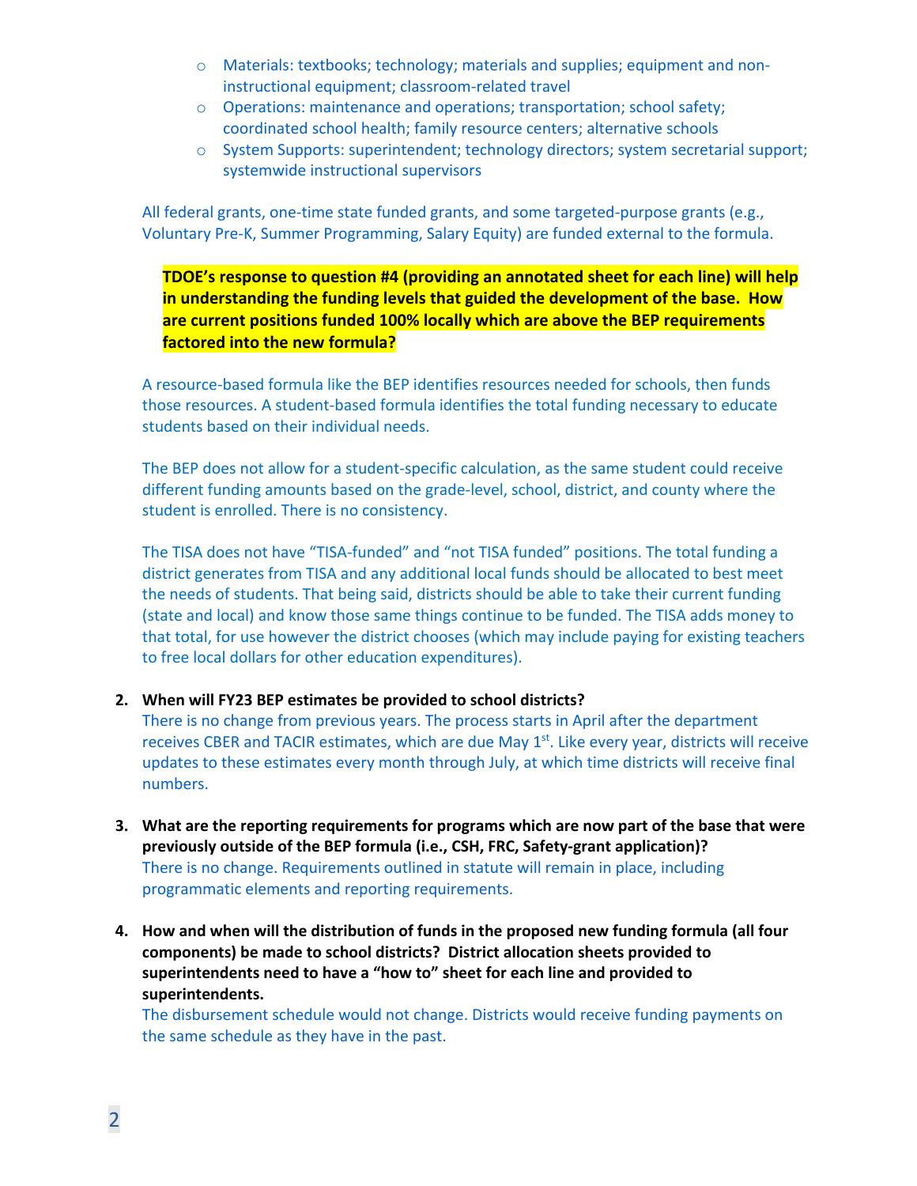- Materials: textbooks; technology; materials and supplies; equipment and non-instructional equipment; classroom-related travel
- Operations: maintenance and operations; transportation; school safety; coordinated school health; family resource centers; alternative schools
- System Supports: superintendent; technology directors; system secretarial support; systemwide instructional supervisors

All federal grants, one-time state funded grants, and some targeted-purpose grants (e.g., Voluntary Pre-K, Summer Programming, Salary Equity) are funded external to the formula.

**TDOE's response to question #4 (providing an annotated sheet for each line) will help in understanding the funding levels that guided the development of the base. How are current positions funded 100% locally which are above the BEP requirements factored into the new formula?**

A resource-based formula like the BEP identifies resources needed for schools, then funds those resources. A student-based formula identifies the total funding necessary to educate students based on their individual needs.

The BEP does not allow for a student-specific calculation, as the same student could receive different funding amounts based on the grade-level, school, district, and county where the student is enrolled. There is no consistency.

The TISA does not have "TISA-funded" and "not TISA funded" positions. The total funding a district generates from TISA and any additional local funds should be allocated to best meet the needs of students. That being said, districts should be able to take their current funding (state and local) and know those same things continue to be funded. The TISA adds money to that total, for use however the district chooses (which may include paying for existing teachers to free local dollars for other education expenditures).

2. **When will FY23 BEP estimates be provided to school districts?**
   There is no change from previous years. The process starts in April after the department receives CBER and TACIR estimates, which are due May 1st. Like every year, districts will receive updates to these estimates every month through July, at which time districts will receive final numbers.

3. **What are the reporting requirements for programs which are now part of the base that were previously outside of the BEP formula (i.e., CSH, FRC, Safety-grant application)?**
   There is no change. Requirements outlined in statute will remain in place, including programmatic elements and reporting requirements.

4. **How and when will the distribution of funds in the proposed new funding formula (all four components) be made to school districts? District allocation sheets provided to superintendents need to have a "how to" sheet for each line and provided to superintendents.**
   The disbursement schedule would not change. Districts would receive funding payments on the same schedule as they have in the past.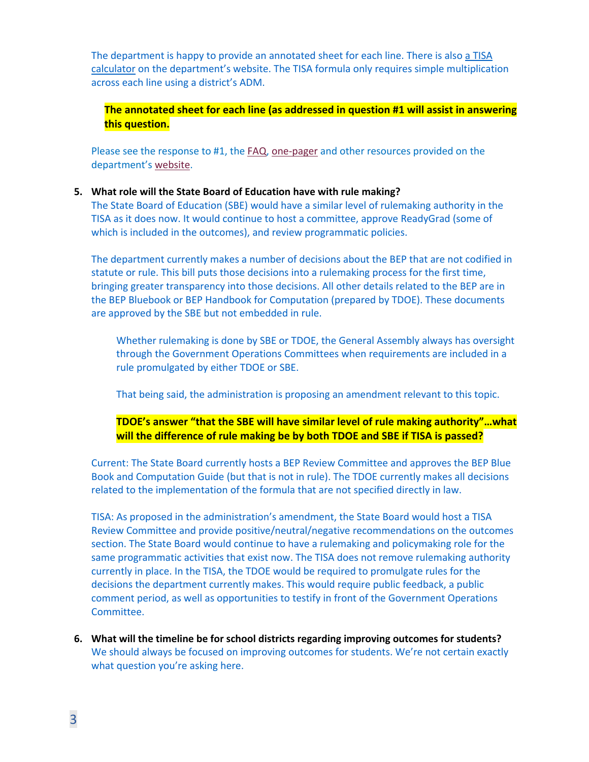The department is happy to provide an annotated sheet for each line. There is also a TISA calculator on the department's website. The TISA formula only requires simple multiplication across each line using a district's ADM.

**The annotated sheet for each line (as addressed in question #1 will assist in answering this question.**

Please see the response to #1, the FAQ, one-pager and other resources provided on the department's website.

5. **What role will the State Board of Education have with rule making?**
   The State Board of Education (SBE) would have a similar level of rulemaking authority in the TISA as it does now. It would continue to host a committee, approve ReadyGrad (some of which is included in the outcomes), and review programmatic policies.

   The department currently makes a number of decisions about the BEP that are not codified in statute or rule. This bill puts those decisions into a rulemaking process for the first time, bringing greater transparency into those decisions. All other details related to the BEP are in the BEP Bluebook or BEP Handbook for Computation (prepared by TDOE). These documents are approved by the SBE but not embedded in rule.

   Whether rulemaking is done by SBE or TDOE, the General Assembly always has oversight through the Government Operations Committees when requirements are included in a rule promulgated by either TDOE or SBE.

   That being said, the administration is proposing an amendment relevant to this topic.

   **TDOE's answer "that the SBE will have similar level of rule making authority"…what will the difference of rule making be by both TDOE and SBE if TISA is passed?**

   Current: The State Board currently hosts a BEP Review Committee and approves the BEP Blue Book and Computation Guide (but that is not in rule). The TDOE currently makes all decisions related to the implementation of the formula that are not specified directly in law.

   TISA: As proposed in the administration's amendment, the State Board would host a TISA Review Committee and provide positive/neutral/negative recommendations on the outcomes section. The State Board would continue to have a rulemaking and policymaking role for the same programmatic activities that exist now. The TISA does not remove rulemaking authority currently in place. In the TISA, the TDOE would be required to promulgate rules for the decisions the department currently makes. This would require public feedback, a public comment period, as well as opportunities to testify in front of the Government Operations Committee.

6. **What will the timeline be for school districts regarding improving outcomes for students?**
   We should always be focused on improving outcomes for students. We're not certain exactly what question you're asking here.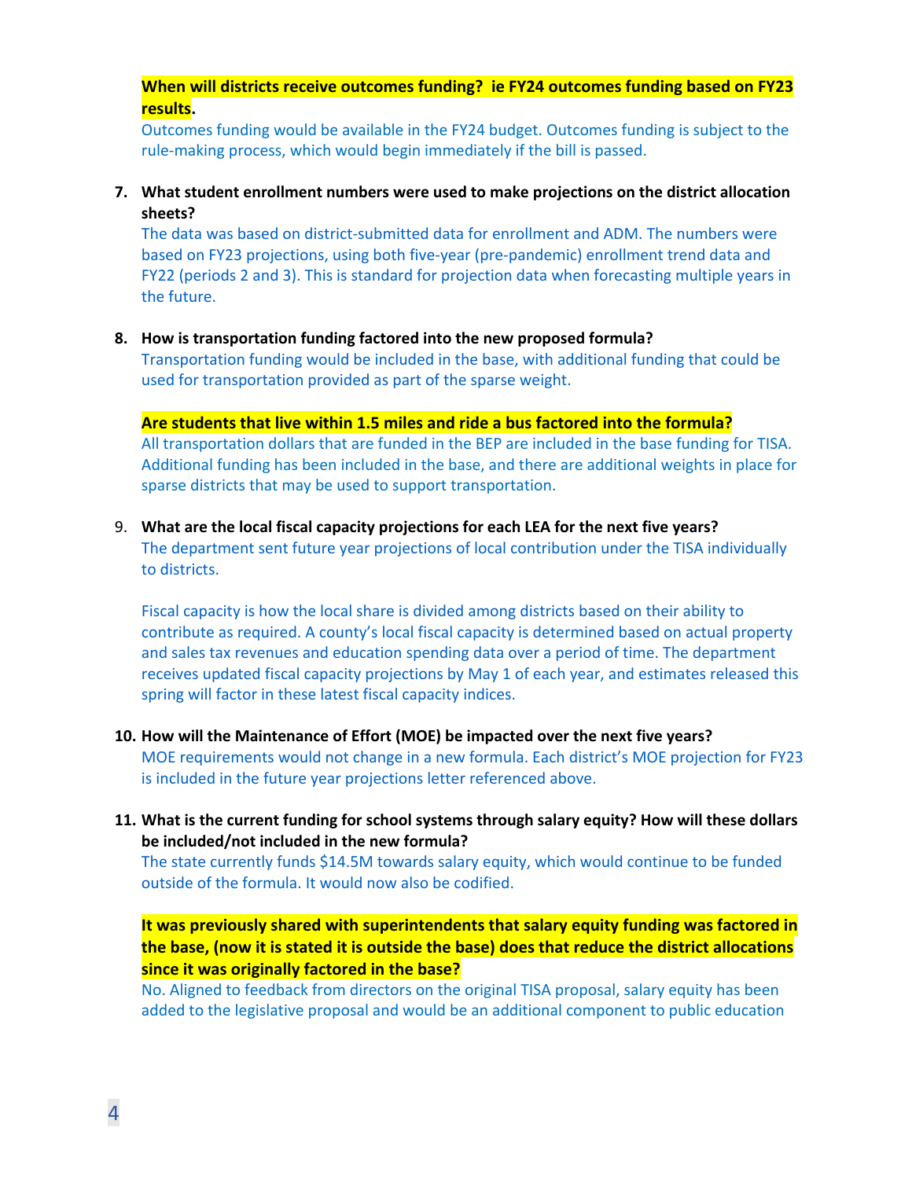**When will districts receive outcomes funding? ie FY24 outcomes funding based on FY23 results.**

Outcomes funding would be available in the FY24 budget. Outcomes funding is subject to the rule-making process, which would begin immediately if the bill is passed.

7. **What student enrollment numbers were used to make projections on the district allocation sheets?**

   The data was based on district-submitted data for enrollment and ADM. The numbers were based on FY23 projections, using both five-year (pre-pandemic) enrollment trend data and FY22 (periods 2 and 3). This is standard for projection data when forecasting multiple years in the future.

8. **How is transportation funding factored into the new proposed formula?**

   Transportation funding would be included in the base, with additional funding that could be used for transportation provided as part of the sparse weight.

   **Are students that live within 1.5 miles and ride a bus factored into the formula?**

   All transportation dollars that are funded in the BEP are included in the base funding for TISA. Additional funding has been included in the base, and there are additional weights in place for sparse districts that may be used to support transportation.

9. **What are the local fiscal capacity projections for each LEA for the next five years?**

   The department sent future year projections of local contribution under the TISA individually to districts.

   Fiscal capacity is how the local share is divided among districts based on their ability to contribute as required. A county's local fiscal capacity is determined based on actual property and sales tax revenues and education spending data over a period of time. The department receives updated fiscal capacity projections by May 1 of each year, and estimates released this spring will factor in these latest fiscal capacity indices.

10. **How will the Maintenance of Effort (MOE) be impacted over the next five years?**

    MOE requirements would not change in a new formula. Each district's MOE projection for FY23 is included in the future year projections letter referenced above.

11. **What is the current funding for school systems through salary equity? How will these dollars be included/not included in the new formula?**

    The state currently funds $14.5M towards salary equity, which would continue to be funded outside of the formula. It would now also be codified.

    **It was previously shared with superintendents that salary equity funding was factored in the base, (now it is stated it is outside the base) does that reduce the district allocations since it was originally factored in the base?**

    No. Aligned to feedback from directors on the original TISA proposal, salary equity has been added to the legislative proposal and would be an additional component to public education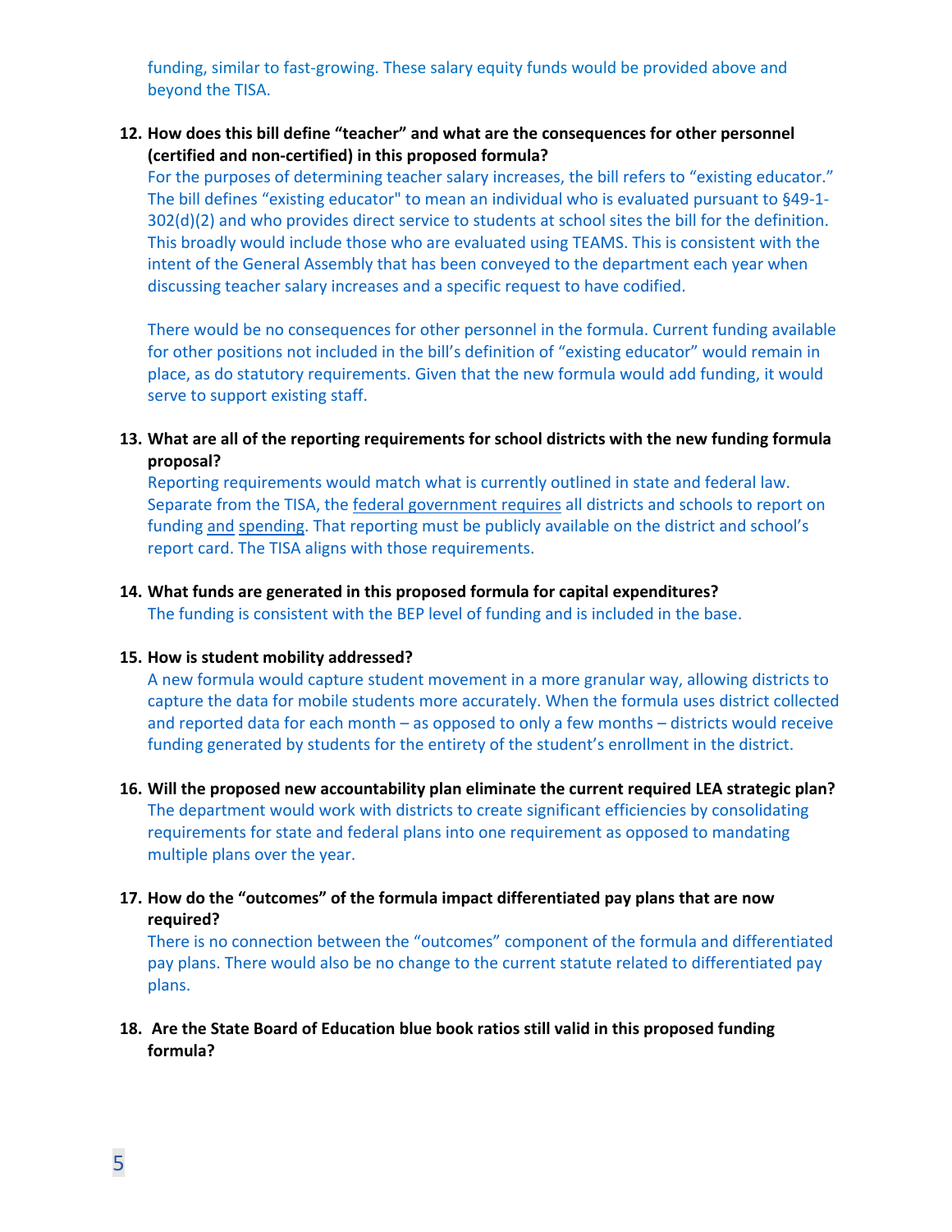funding, similar to fast-growing. These salary equity funds would be provided above and beyond the TISA.

12. **How does this bill define "teacher" and what are the consequences for other personnel (certified and non-certified) in this proposed formula?**

    For the purposes of determining teacher salary increases, the bill refers to "existing educator." The bill defines "existing educator" to mean an individual who is evaluated pursuant to §49-1-302(d)(2) and who provides direct service to students at school sites the bill for the definition. This broadly would include those who are evaluated using TEAMS. This is consistent with the intent of the General Assembly that has been conveyed to the department each year when discussing teacher salary increases and a specific request to have codified.

    There would be no consequences for other personnel in the formula. Current funding available for other positions not included in the bill's definition of "existing educator" would remain in place, as do statutory requirements. Given that the new formula would add funding, it would serve to support existing staff.

13. **What are all of the reporting requirements for school districts with the new funding formula proposal?**

    Reporting requirements would match what is currently outlined in state and federal law. Separate from the TISA, the federal government requires all districts and schools to report on funding and spending. That reporting must be publicly available on the district and school's report card. The TISA aligns with those requirements.

14. **What funds are generated in this proposed formula for capital expenditures?**

    The funding is consistent with the BEP level of funding and is included in the base.

15. **How is student mobility addressed?**

    A new formula would capture student movement in a more granular way, allowing districts to capture the data for mobile students more accurately. When the formula uses district collected and reported data for each month – as opposed to only a few months – districts would receive funding generated by students for the entirety of the student's enrollment in the district.

16. **Will the proposed new accountability plan eliminate the current required LEA strategic plan?**

    The department would work with districts to create significant efficiencies by consolidating requirements for state and federal plans into one requirement as opposed to mandating multiple plans over the year.

17. **How do the "outcomes" of the formula impact differentiated pay plans that are now required?**

    There is no connection between the "outcomes" component of the formula and differentiated pay plans. There would also be no change to the current statute related to differentiated pay plans.

18. **Are the State Board of Education blue book ratios still valid in this proposed funding formula?**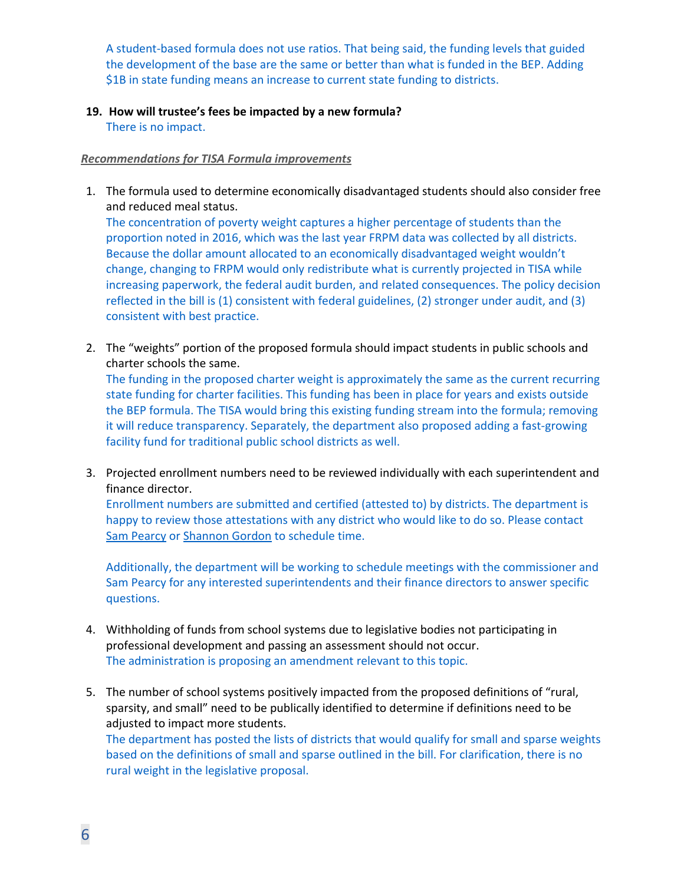A student-based formula does not use ratios. That being said, the funding levels that guided the development of the base are the same or better than what is funded in the BEP. Adding $1B in state funding means an increase to current state funding to districts.

19. **How will trustee's fees be impacted by a new formula?**
    There is no impact.

***Recommendations for TISA Formula improvements***

1. The formula used to determine economically disadvantaged students should also consider free and reduced meal status.
   The concentration of poverty weight captures a higher percentage of students than the proportion noted in 2016, which was the last year FRPM data was collected by all districts. Because the dollar amount allocated to an economically disadvantaged weight wouldn't change, changing to FRPM would only redistribute what is currently projected in TISA while increasing paperwork, the federal audit burden, and related consequences. The policy decision reflected in the bill is (1) consistent with federal guidelines, (2) stronger under audit, and (3) consistent with best practice.

2. The "weights" portion of the proposed formula should impact students in public schools and charter schools the same.
   The funding in the proposed charter weight is approximately the same as the current recurring state funding for charter facilities. This funding has been in place for years and exists outside the BEP formula. The TISA would bring this existing funding stream into the formula; removing it will reduce transparency. Separately, the department also proposed adding a fast-growing facility fund for traditional public school districts as well.

3. Projected enrollment numbers need to be reviewed individually with each superintendent and finance director.
   Enrollment numbers are submitted and certified (attested to) by districts. The department is happy to review those attestations with any district who would like to do so. Please contact Sam Pearcy or Shannon Gordon to schedule time.

   Additionally, the department will be working to schedule meetings with the commissioner and Sam Pearcy for any interested superintendents and their finance directors to answer specific questions.

4. Withholding of funds from school systems due to legislative bodies not participating in professional development and passing an assessment should not occur.
   The administration is proposing an amendment relevant to this topic.

5. The number of school systems positively impacted from the proposed definitions of "rural, sparsity, and small" need to be publically identified to determine if definitions need to be adjusted to impact more students.
   The department has posted the lists of districts that would qualify for small and sparse weights based on the definitions of small and sparse outlined in the bill. For clarification, there is no rural weight in the legislative proposal.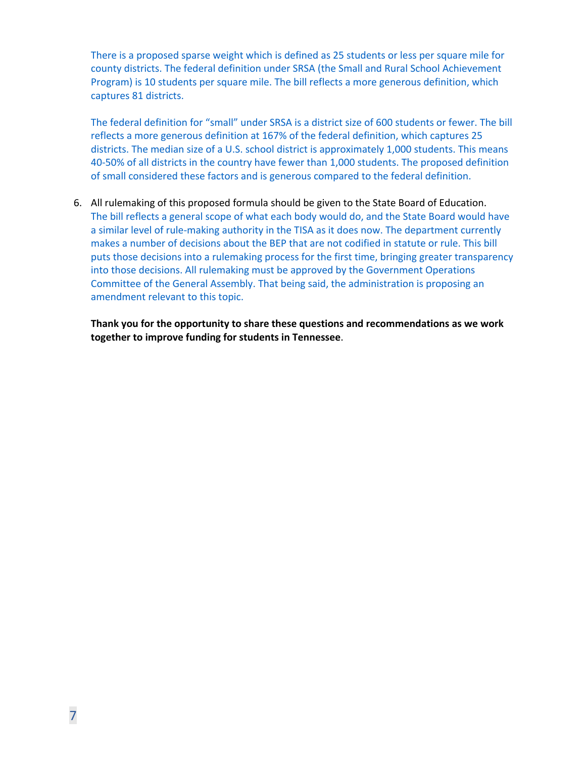There is a proposed sparse weight which is defined as 25 students or less per square mile for county districts. The federal definition under SRSA (the Small and Rural School Achievement Program) is 10 students per square mile. The bill reflects a more generous definition, which captures 81 districts.

The federal definition for "small" under SRSA is a district size of 600 students or fewer. The bill reflects a more generous definition at 167% of the federal definition, which captures 25 districts. The median size of a U.S. school district is approximately 1,000 students. This means 40-50% of all districts in the country have fewer than 1,000 students. The proposed definition of small considered these factors and is generous compared to the federal definition.

6. All rulemaking of this proposed formula should be given to the State Board of Education.
   The bill reflects a general scope of what each body would do, and the State Board would have a similar level of rule-making authority in the TISA as it does now. The department currently makes a number of decisions about the BEP that are not codified in statute or rule. This bill puts those decisions into a rulemaking process for the first time, bringing greater transparency into those decisions. All rulemaking must be approved by the Government Operations Committee of the General Assembly. That being said, the administration is proposing an amendment relevant to this topic.

   **Thank you for the opportunity to share these questions and recommendations as we work together to improve funding for students in Tennessee**.